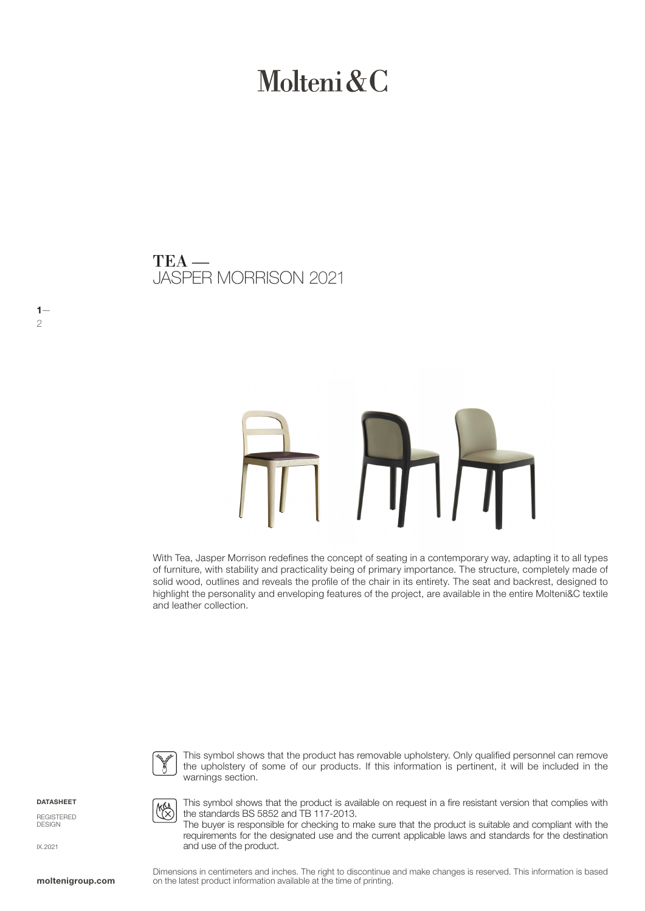# Molteni&C

## TEA —
JASPER MORRISON 2021

With Tea, Jasper Morrison redefines the concept of seating in a contemporary way, adapting it to all types of furniture, with stability and practicality being of primary importance. The structure, completely made of solid wood, outlines and reveals the profile of the chair in its entirety. The seat and backrest, designed to highlight the personality and enveloping features of the project, are available in the entire Molteni&C textile and leather collection.

This symbol shows that the product has removable upholstery. Only qualified personnel can remove the upholstery of some of our products. If this information is pertinent, it will be included in the warnings section.

This symbol shows that the product is available on request in a fire resistant version that complies with the standards BS 5852 and TB 117-2013.
The buyer is responsible for checking to make sure that the product is suitable and compliant with the requirements for the designated use and the current applicable laws and standards for the destination and use of the product.

**DATASHEET**

REGISTERED DESIGN

IX.2021

Dimensions in centimeters and inches. The right to discontinue and make changes is reserved. This information is based on the latest product information available at the time of printing.

**moltenigroup.com**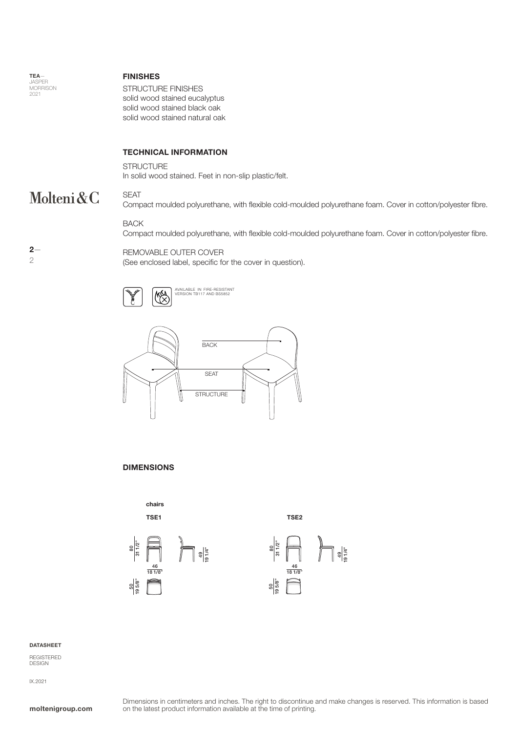TEA—
JASPER MORRISON
2021

Molteni&C

## FINISHES

STRUCTURE FINISHES
solid wood stained eucalyptus
solid wood stained black oak
solid wood stained natural oak

## TECHNICAL INFORMATION

STRUCTURE
In solid wood stained. Feet in non-slip plastic/felt.

SEAT
Compact moulded polyurethane, with flexible cold-moulded polyurethane foam. Cover in cotton/polyester fibre.

BACK
Compact moulded polyurethane, with flexible cold-moulded polyurethane foam. Cover in cotton/polyester fibre.

REMOVABLE OUTER COVER
(See enclosed label, specific for the cover in question).

AVAILABLE IN FIRE-RESISTANT VERSION TB117 AND BS5852

BACK
SEAT
STRUCTURE

## DIMENSIONS

**chairs**

**TSE1**

80
31 1/2"
49
19 1/4"
46
18 1/8"
50
19 5/8"

**TSE2**

80
31 1/2"
49
19 1/4"
46
18 1/8"
50
19 5/8"

**DATASHEET**

REGISTERED DESIGN

IX.2021

**moltenigroup.com**

Dimensions in centimeters and inches. The right to discontinue and make changes is reserved. This information is based on the latest product information available at the time of printing.